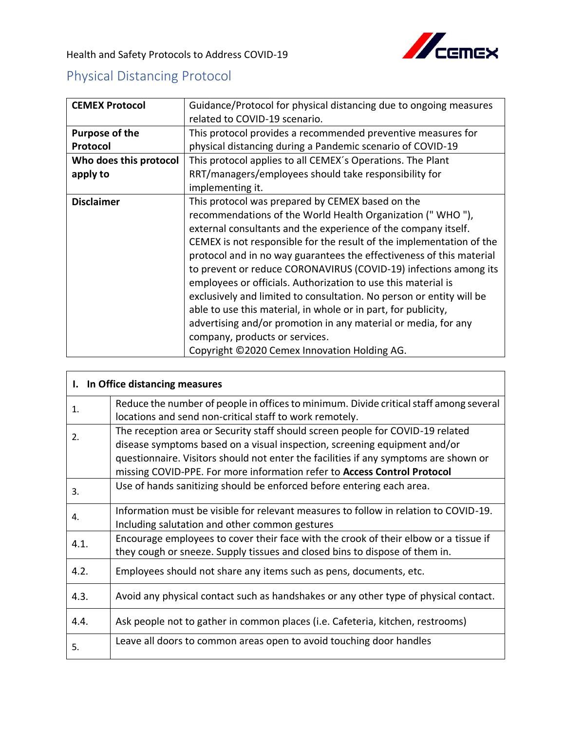Health and Safety Protocols to Address COVID-19

## Physical Distancing Protocol

| **CEMEX Protocol** | Guidance/Protocol for physical distancing due to ongoing measures related to COVID-19 scenario. |
|---|---|
| **Purpose of the Protocol** | This protocol provides a recommended preventive measures for physical distancing during a Pandemic scenario of COVID-19 |
| **Who does this protocol apply to** | This protocol applies to all CEMEX´s Operations. The Plant RRT/managers/employees should take responsibility for implementing it. |
| **Disclaimer** | This protocol was prepared by CEMEX based on the recommendations of the World Health Organization (" WHO "), external consultants and the experience of the company itself. CEMEX is not responsible for the result of the implementation of the protocol and in no way guarantees the effectiveness of this material to prevent or reduce CORONAVIRUS (COVID-19) infections among its employees or officials. Authorization to use this material is exclusively and limited to consultation. No person or entity will be able to use this material, in whole or in part, for publicity, advertising and/or promotion in any material or media, for any company, products or services.<br>Copyright ©2020 Cemex Innovation Holding AG. |

| **I. In Office distancing measures** | |
|---|---|
| 1. | Reduce the number of people in offices to minimum. Divide critical staff among several locations and send non-critical staff to work remotely. |
| 2. | The reception area or Security staff should screen people for COVID-19 related disease symptoms based on a visual inspection, screening equipment and/or questionnaire. Visitors should not enter the facilities if any symptoms are shown or missing COVID-PPE. For more information refer to **Access Control Protocol** |
| 3. | Use of hands sanitizing should be enforced before entering each area. |
| 4. | Information must be visible for relevant measures to follow in relation to COVID-19. Including salutation and other common gestures |
| 4.1. | Encourage employees to cover their face with the crook of their elbow or a tissue if they cough or sneeze. Supply tissues and closed bins to dispose of them in. |
| 4.2. | Employees should not share any items such as pens, documents, etc. |
| 4.3. | Avoid any physical contact such as handshakes or any other type of physical contact. |
| 4.4. | Ask people not to gather in common places (i.e. Cafeteria, kitchen, restrooms) |
| 5. | Leave all doors to common areas open to avoid touching door handles |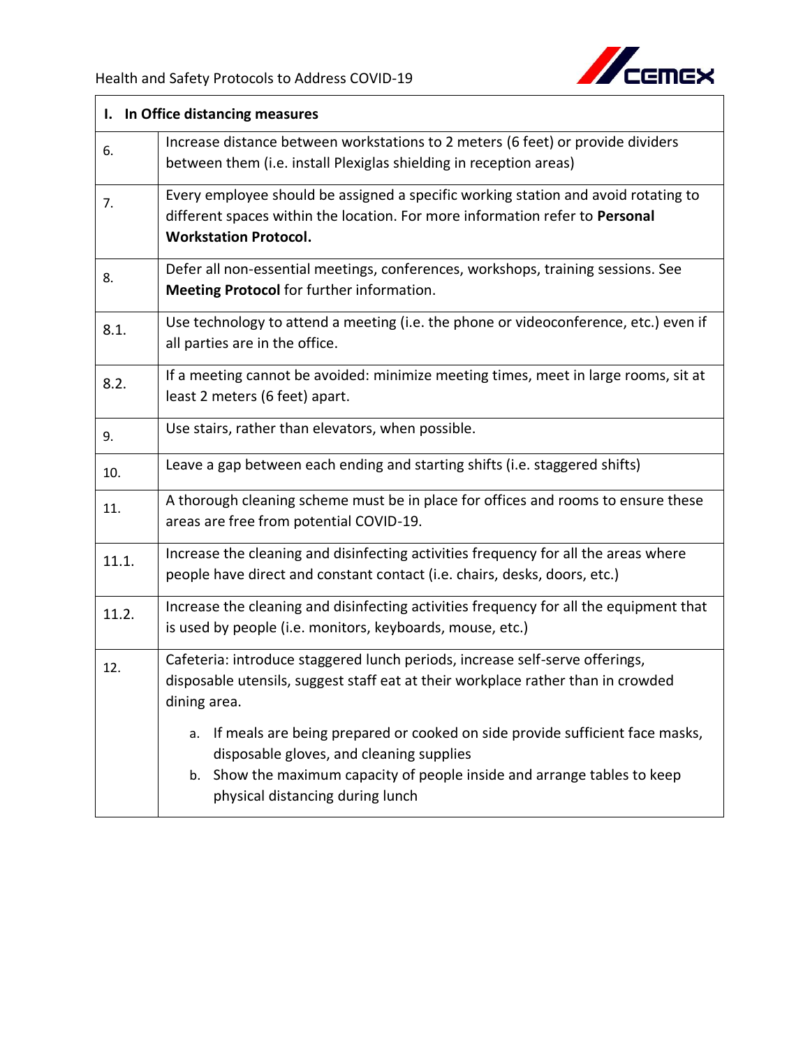| I. In Office distancing measures | |
|---|---|
| 6. | Increase distance between workstations to 2 meters (6 feet) or provide dividers between them (i.e. install Plexiglas shielding in reception areas) |
| 7. | Every employee should be assigned a specific working station and avoid rotating to different spaces within the location. For more information refer to **Personal Workstation Protocol.** |
| 8. | Defer all non-essential meetings, conferences, workshops, training sessions. See **Meeting Protocol** for further information. |
| 8.1. | Use technology to attend a meeting (i.e. the phone or videoconference, etc.) even if all parties are in the office. |
| 8.2. | If a meeting cannot be avoided: minimize meeting times, meet in large rooms, sit at least 2 meters (6 feet) apart. |
| 9. | Use stairs, rather than elevators, when possible. |
| 10. | Leave a gap between each ending and starting shifts (i.e. staggered shifts) |
| 11. | A thorough cleaning scheme must be in place for offices and rooms to ensure these areas are free from potential COVID-19. |
| 11.1. | Increase the cleaning and disinfecting activities frequency for all the areas where people have direct and constant contact (i.e. chairs, desks, doors, etc.) |
| 11.2. | Increase the cleaning and disinfecting activities frequency for all the equipment that is used by people (i.e. monitors, keyboards, mouse, etc.) |
| 12. | Cafeteria: introduce staggered lunch periods, increase self-serve offerings, disposable utensils, suggest staff eat at their workplace rather than in crowded dining area.<br><br>a. If meals are being prepared or cooked on side provide sufficient face masks, disposable gloves, and cleaning supplies<br>b. Show the maximum capacity of people inside and arrange tables to keep physical distancing during lunch |